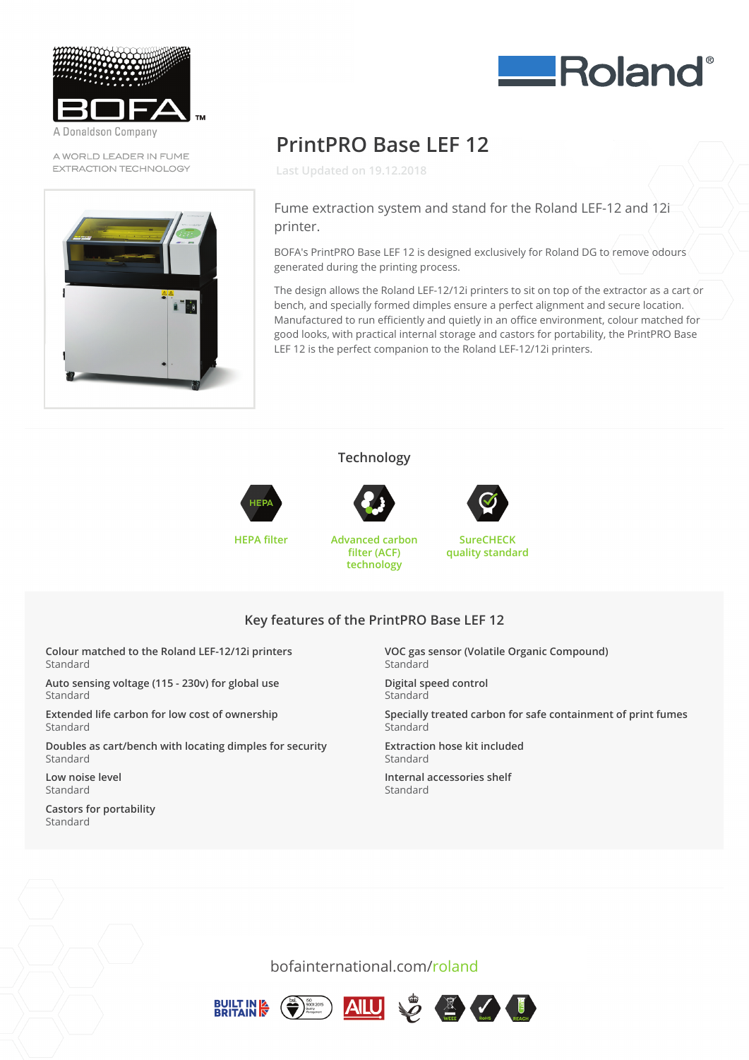A Donaldson Company

A WORLD LEADER IN FUME EXTRACTION TECHNOLOGY

# PrintPRO Base LEF 12

Last Updated on 19.12.2018

Fume extraction system and stand for the Roland LEF-12 and 12i printer.

BOFA's PrintPRO Base LEF 12 is designed exclusively for Roland DG to remove odours generated during the printing process.

The design allows the Roland LEF-12/12i printers to sit on top of the extractor as a cart or bench, and specially formed dimples ensure a perfect alignment and secure location. Manufactured to run efficiently and quietly in an office environment, colour matched for good looks, with practical internal storage and castors for portability, the PrintPRO Base LEF 12 is the perfect companion to the Roland LEF-12/12i printers.

## Technology

- HEPA filter
- Advanced carbon filter (ACF) technology
- SureCHECK quality standard

## Key features of the PrintPRO Base LEF 12

**Colour matched to the Roland LEF-12/12i printers**
Standard

**Auto sensing voltage (115 - 230v) for global use**
Standard

**Extended life carbon for low cost of ownership**
Standard

**Doubles as cart/bench with locating dimples for security**
Standard

**Low noise level**
Standard

**Castors for portability**
Standard

**VOC gas sensor (Volatile Organic Compound)**
Standard

**Digital speed control**
Standard

**Specially treated carbon for safe containment of print fumes**
Standard

**Extraction hose kit included**
Standard

**Internal accessories shelf**
Standard

bofainternational.com/roland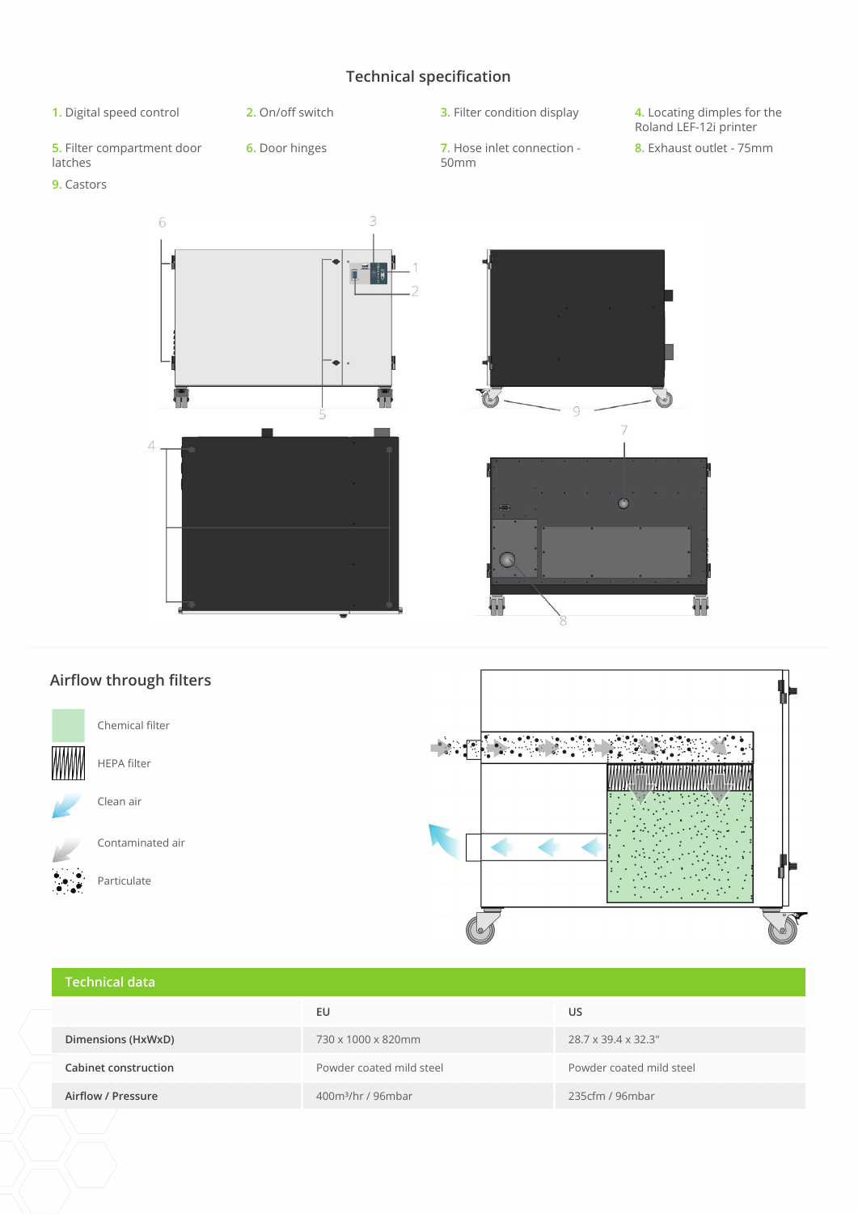## Technical specification

1. Digital speed control
2. On/off switch
3. Filter condition display
4. Locating dimples for the Roland LEF-12i printer
5. Filter compartment door latches
6. Door hinges
7. Hose inlet connection - 50mm
8. Exhaust outlet - 75mm
9. Castors

## Airflow through filters

- Chemical filter
- HEPA filter
- Clean air
- Contaminated air
- Particulate

## Technical data

| | EU | US |
|---|---|---|
| Dimensions (HxWxD) | 730 x 1000 x 820mm | 28.7 x 39.4 x 32.3" |
| Cabinet construction | Powder coated mild steel | Powder coated mild steel |
| Airflow / Pressure | 400m³/hr / 96mbar | 235cfm / 96mbar |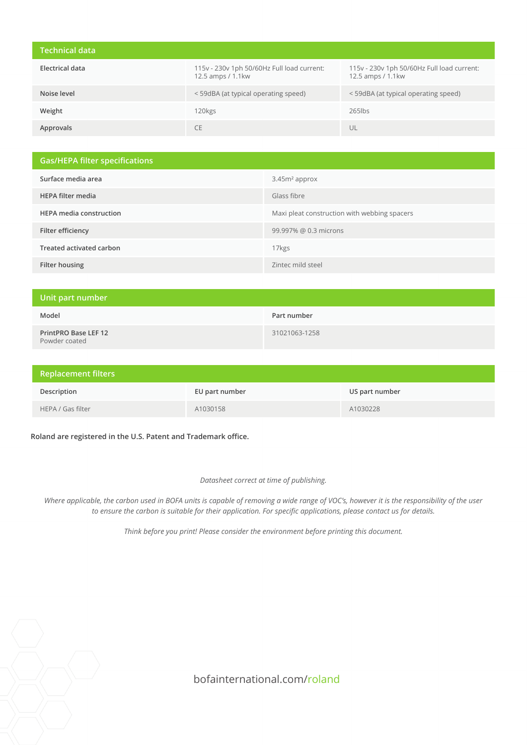## Technical data

| | | |
|---|---|---|
| Electrical data | 115v - 230v 1ph 50/60Hz Full load current: 12.5 amps / 1.1kw | 115v - 230v 1ph 50/60Hz Full load current: 12.5 amps / 1.1kw |
| Noise level | < 59dBA (at typical operating speed) | < 59dBA (at typical operating speed) |
| Weight | 120kgs | 265lbs |
| Approvals | CE | UL |

## Gas/HEPA filter specifications

| | |
|---|---|
| Surface media area | 3.45m² approx |
| HEPA filter media | Glass fibre |
| HEPA media construction | Maxi pleat construction with webbing spacers |
| Filter efficiency | 99.997% @ 0.3 microns |
| Treated activated carbon | 17kgs |
| Filter housing | Zintec mild steel |

## Unit part number

| Model | Part number |
|---|---|
| **PrintPRO Base LEF 12** Powder coated | 31021063-1258 |

## Replacement filters

| Description | EU part number | US part number |
|---|---|---|
| HEPA / Gas filter | A1030158 | A1030228 |

**Roland are registered in the U.S. Patent and Trademark office.**

*Datasheet correct at time of publishing.*

*Where applicable, the carbon used in BOFA units is capable of removing a wide range of VOC's, however it is the responsibility of the user to ensure the carbon is suitable for their application. For specific applications, please contact us for details.*

*Think before you print! Please consider the environment before printing this document.*

bofainternational.com/roland